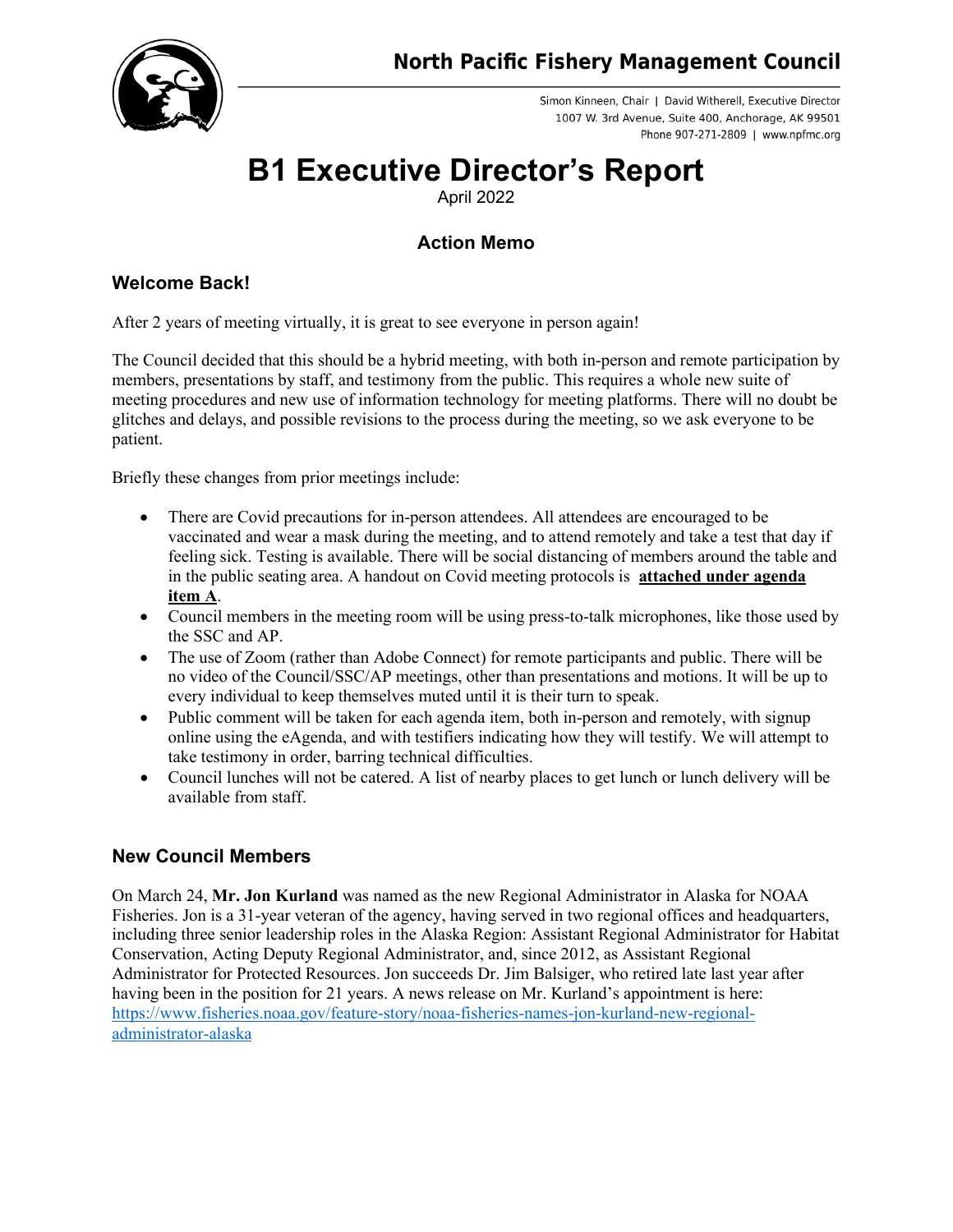North Pacific Fishery Management Council

Simon Kinneen, Chair | David Witherell, Executive Director
1007 W. 3rd Avenue, Suite 400, Anchorage, AK 99501
Phone 907-271-2809 | www.npfmc.org

# B1 Executive Director's Report

April 2022

## Action Memo

### Welcome Back!

After 2 years of meeting virtually, it is great to see everyone in person again!

The Council decided that this should be a hybrid meeting, with both in-person and remote participation by members, presentations by staff, and testimony from the public. This requires a whole new suite of meeting procedures and new use of information technology for meeting platforms. There will no doubt be glitches and delays, and possible revisions to the process during the meeting, so we ask everyone to be patient.

Briefly these changes from prior meetings include:

- There are Covid precautions for in-person attendees. All attendees are encouraged to be vaccinated and wear a mask during the meeting, and to attend remotely and take a test that day if feeling sick. Testing is available. There will be social distancing of members around the table and in the public seating area. A handout on Covid meeting protocols is **attached under agenda item A**.
- Council members in the meeting room will be using press-to-talk microphones, like those used by the SSC and AP.
- The use of Zoom (rather than Adobe Connect) for remote participants and public. There will be no video of the Council/SSC/AP meetings, other than presentations and motions. It will be up to every individual to keep themselves muted until it is their turn to speak.
- Public comment will be taken for each agenda item, both in-person and remotely, with signup online using the eAgenda, and with testifiers indicating how they will testify. We will attempt to take testimony in order, barring technical difficulties.
- Council lunches will not be catered. A list of nearby places to get lunch or lunch delivery will be available from staff.

### New Council Members

On March 24, **Mr. Jon Kurland** was named as the new Regional Administrator in Alaska for NOAA Fisheries. Jon is a 31-year veteran of the agency, having served in two regional offices and headquarters, including three senior leadership roles in the Alaska Region: Assistant Regional Administrator for Habitat Conservation, Acting Deputy Regional Administrator, and, since 2012, as Assistant Regional Administrator for Protected Resources. Jon succeeds Dr. Jim Balsiger, who retired late last year after having been in the position for 21 years. A news release on Mr. Kurland's appointment is here: https://www.fisheries.noaa.gov/feature-story/noaa-fisheries-names-jon-kurland-new-regional-administrator-alaska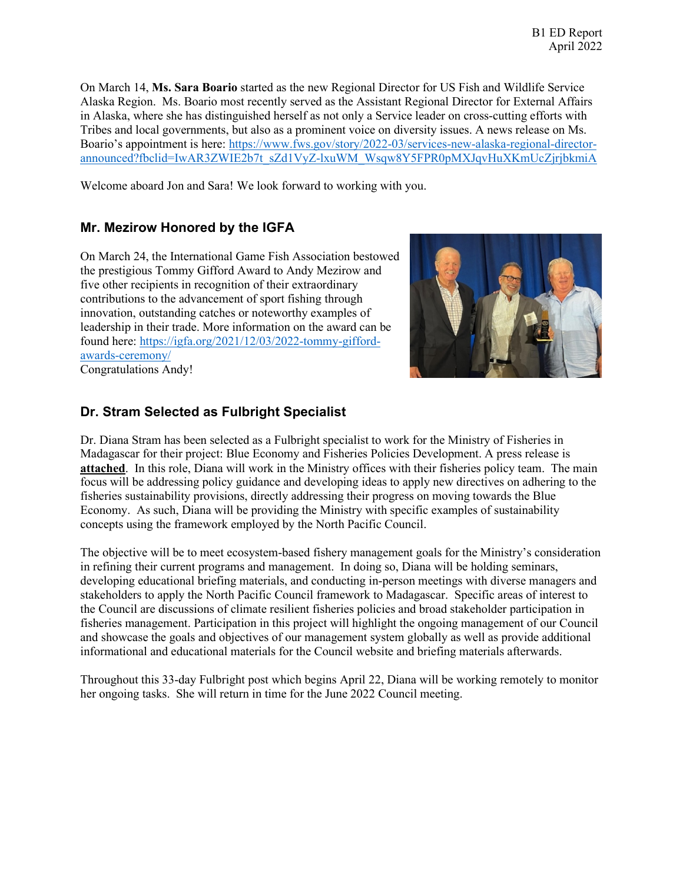On March 14, **Ms. Sara Boario** started as the new Regional Director for US Fish and Wildlife Service Alaska Region. Ms. Boario most recently served as the Assistant Regional Director for External Affairs in Alaska, where she has distinguished herself as not only a Service leader on cross-cutting efforts with Tribes and local governments, but also as a prominent voice on diversity issues. A news release on Ms. Boario's appointment is here: https://www.fws.gov/story/2022-03/services-new-alaska-regional-director-announced?fbclid=IwAR3ZWIE2b7t_sZd1VyZ-lxuWM_Wsqw8Y5FPR0pMXJqvHuXKmUcZjrjbkmiA

Welcome aboard Jon and Sara! We look forward to working with you.

## Mr. Mezirow Honored by the IGFA

On March 24, the International Game Fish Association bestowed the prestigious Tommy Gifford Award to Andy Mezirow and five other recipients in recognition of their extraordinary contributions to the advancement of sport fishing through innovation, outstanding catches or noteworthy examples of leadership in their trade. More information on the award can be found here: https://igfa.org/2021/12/03/2022-tommy-gifford-awards-ceremony/

Congratulations Andy!

## Dr. Stram Selected as Fulbright Specialist

Dr. Diana Stram has been selected as a Fulbright specialist to work for the Ministry of Fisheries in Madagascar for their project: Blue Economy and Fisheries Policies Development. A press release is **attached**. In this role, Diana will work in the Ministry offices with their fisheries policy team. The main focus will be addressing policy guidance and developing ideas to apply new directives on adhering to the fisheries sustainability provisions, directly addressing their progress on moving towards the Blue Economy. As such, Diana will be providing the Ministry with specific examples of sustainability concepts using the framework employed by the North Pacific Council.

The objective will be to meet ecosystem-based fishery management goals for the Ministry's consideration in refining their current programs and management. In doing so, Diana will be holding seminars, developing educational briefing materials, and conducting in-person meetings with diverse managers and stakeholders to apply the North Pacific Council framework to Madagascar. Specific areas of interest to the Council are discussions of climate resilient fisheries policies and broad stakeholder participation in fisheries management. Participation in this project will highlight the ongoing management of our Council and showcase the goals and objectives of our management system globally as well as provide additional informational and educational materials for the Council website and briefing materials afterwards.

Throughout this 33-day Fulbright post which begins April 22, Diana will be working remotely to monitor her ongoing tasks. She will return in time for the June 2022 Council meeting.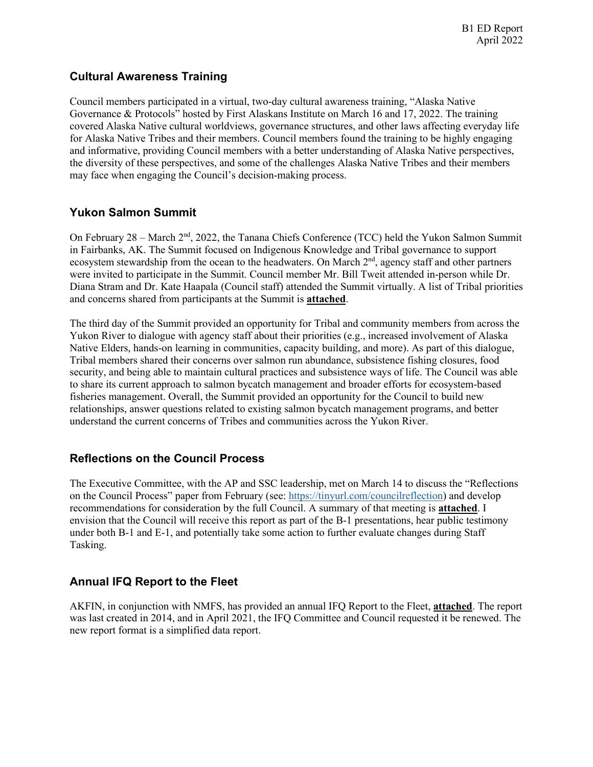## Cultural Awareness Training

Council members participated in a virtual, two-day cultural awareness training, "Alaska Native Governance & Protocols" hosted by First Alaskans Institute on March 16 and 17, 2022. The training covered Alaska Native cultural worldviews, governance structures, and other laws affecting everyday life for Alaska Native Tribes and their members. Council members found the training to be highly engaging and informative, providing Council members with a better understanding of Alaska Native perspectives, the diversity of these perspectives, and some of the challenges Alaska Native Tribes and their members may face when engaging the Council's decision-making process.

## Yukon Salmon Summit

On February 28 – March 2nd, 2022, the Tanana Chiefs Conference (TCC) held the Yukon Salmon Summit in Fairbanks, AK. The Summit focused on Indigenous Knowledge and Tribal governance to support ecosystem stewardship from the ocean to the headwaters. On March 2nd, agency staff and other partners were invited to participate in the Summit. Council member Mr. Bill Tweit attended in-person while Dr. Diana Stram and Dr. Kate Haapala (Council staff) attended the Summit virtually. A list of Tribal priorities and concerns shared from participants at the Summit is **attached**.

The third day of the Summit provided an opportunity for Tribal and community members from across the Yukon River to dialogue with agency staff about their priorities (e.g., increased involvement of Alaska Native Elders, hands-on learning in communities, capacity building, and more). As part of this dialogue, Tribal members shared their concerns over salmon run abundance, subsistence fishing closures, food security, and being able to maintain cultural practices and subsistence ways of life. The Council was able to share its current approach to salmon bycatch management and broader efforts for ecosystem-based fisheries management. Overall, the Summit provided an opportunity for the Council to build new relationships, answer questions related to existing salmon bycatch management programs, and better understand the current concerns of Tribes and communities across the Yukon River.

## Reflections on the Council Process

The Executive Committee, with the AP and SSC leadership, met on March 14 to discuss the "Reflections on the Council Process" paper from February (see: https://tinyurl.com/councilreflection) and develop recommendations for consideration by the full Council. A summary of that meeting is **attached**. I envision that the Council will receive this report as part of the B-1 presentations, hear public testimony under both B-1 and E-1, and potentially take some action to further evaluate changes during Staff Tasking.

## Annual IFQ Report to the Fleet

AKFIN, in conjunction with NMFS, has provided an annual IFQ Report to the Fleet, **attached**. The report was last created in 2014, and in April 2021, the IFQ Committee and Council requested it be renewed. The new report format is a simplified data report.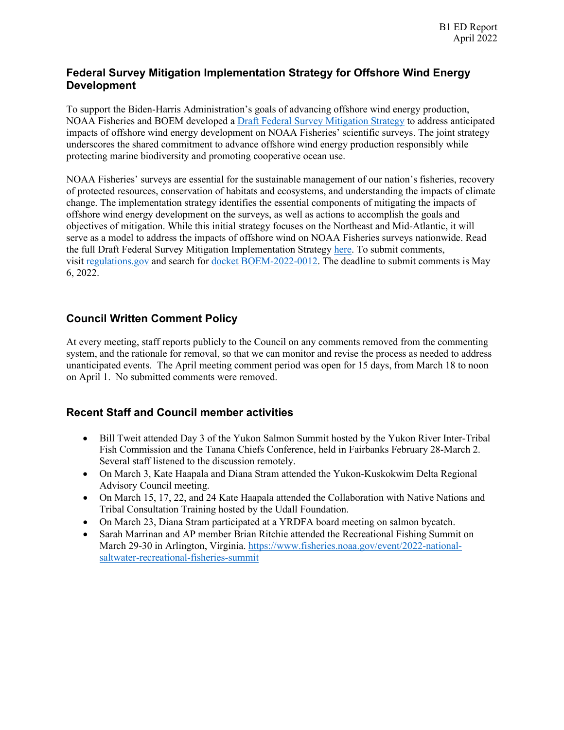## Federal Survey Mitigation Implementation Strategy for Offshore Wind Energy Development

To support the Biden-Harris Administration's goals of advancing offshore wind energy production, NOAA Fisheries and BOEM developed a Draft Federal Survey Mitigation Strategy to address anticipated impacts of offshore wind energy development on NOAA Fisheries' scientific surveys. The joint strategy underscores the shared commitment to advance offshore wind energy production responsibly while protecting marine biodiversity and promoting cooperative ocean use.

NOAA Fisheries' surveys are essential for the sustainable management of our nation's fisheries, recovery of protected resources, conservation of habitats and ecosystems, and understanding the impacts of climate change. The implementation strategy identifies the essential components of mitigating the impacts of offshore wind energy development on the surveys, as well as actions to accomplish the goals and objectives of mitigation. While this initial strategy focuses on the Northeast and Mid-Atlantic, it will serve as a model to address the impacts of offshore wind on NOAA Fisheries surveys nationwide. Read the full Draft Federal Survey Mitigation Implementation Strategy here. To submit comments, visit regulations.gov and search for docket BOEM-2022-0012. The deadline to submit comments is May 6, 2022.

## Council Written Comment Policy

At every meeting, staff reports publicly to the Council on any comments removed from the commenting system, and the rationale for removal, so that we can monitor and revise the process as needed to address unanticipated events. The April meeting comment period was open for 15 days, from March 18 to noon on April 1. No submitted comments were removed.

## Recent Staff and Council member activities

- Bill Tweit attended Day 3 of the Yukon Salmon Summit hosted by the Yukon River Inter-Tribal Fish Commission and the Tanana Chiefs Conference, held in Fairbanks February 28-March 2. Several staff listened to the discussion remotely.
- On March 3, Kate Haapala and Diana Stram attended the Yukon-Kuskokwim Delta Regional Advisory Council meeting.
- On March 15, 17, 22, and 24 Kate Haapala attended the Collaboration with Native Nations and Tribal Consultation Training hosted by the Udall Foundation.
- On March 23, Diana Stram participated at a YRDFA board meeting on salmon bycatch.
- Sarah Marrinan and AP member Brian Ritchie attended the Recreational Fishing Summit on March 29-30 in Arlington, Virginia. https://www.fisheries.noaa.gov/event/2022-national-saltwater-recreational-fisheries-summit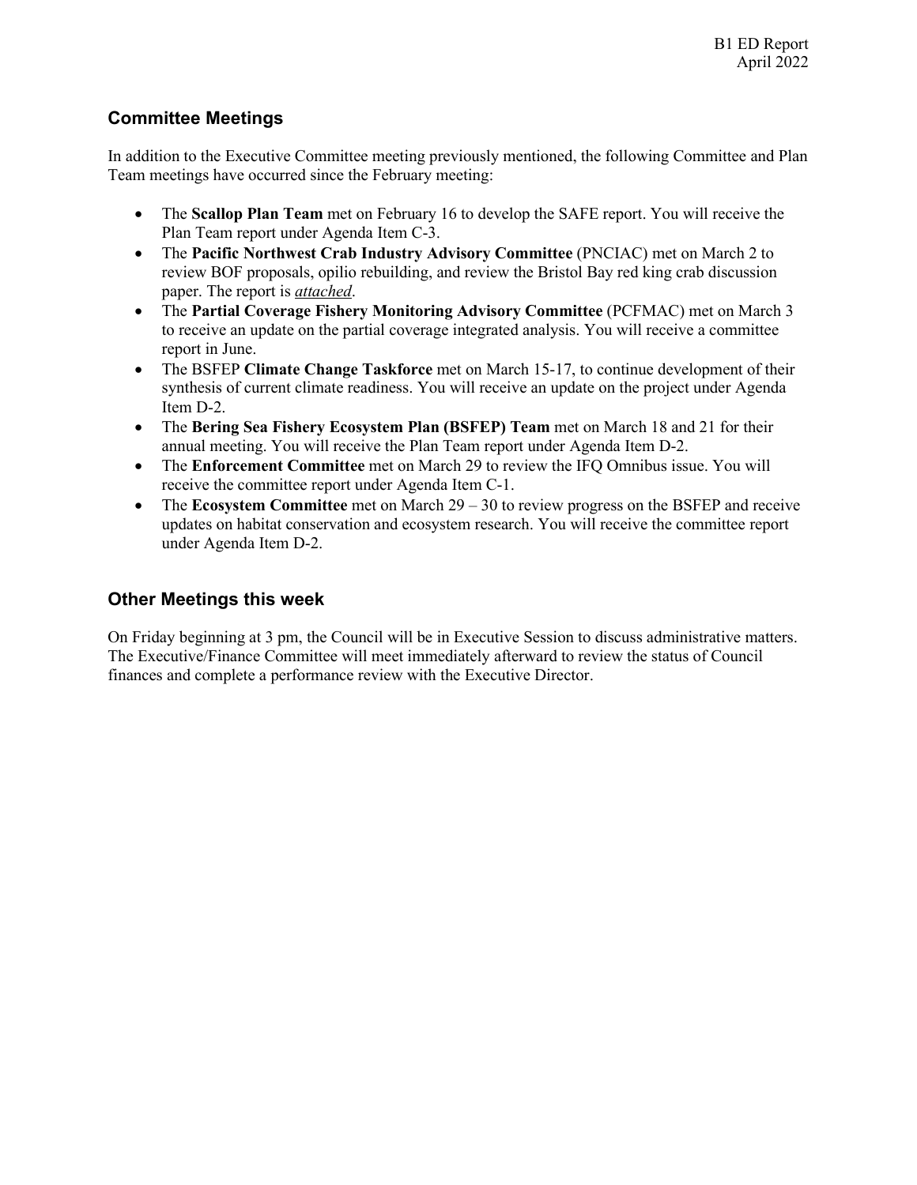## Committee Meetings

In addition to the Executive Committee meeting previously mentioned, the following Committee and Plan Team meetings have occurred since the February meeting:

- The **Scallop Plan Team** met on February 16 to develop the SAFE report. You will receive the Plan Team report under Agenda Item C-3.
- The **Pacific Northwest Crab Industry Advisory Committee** (PNCIAC) met on March 2 to review BOF proposals, opilio rebuilding, and review the Bristol Bay red king crab discussion paper. The report is *attached*.
- The **Partial Coverage Fishery Monitoring Advisory Committee** (PCFMAC) met on March 3 to receive an update on the partial coverage integrated analysis. You will receive a committee report in June.
- The BSFEP **Climate Change Taskforce** met on March 15-17, to continue development of their synthesis of current climate readiness. You will receive an update on the project under Agenda Item D-2.
- The **Bering Sea Fishery Ecosystem Plan (BSFEP) Team** met on March 18 and 21 for their annual meeting. You will receive the Plan Team report under Agenda Item D-2.
- The **Enforcement Committee** met on March 29 to review the IFQ Omnibus issue. You will receive the committee report under Agenda Item C-1.
- The **Ecosystem Committee** met on March 29 – 30 to review progress on the BSFEP and receive updates on habitat conservation and ecosystem research. You will receive the committee report under Agenda Item D-2.

## Other Meetings this week

On Friday beginning at 3 pm, the Council will be in Executive Session to discuss administrative matters. The Executive/Finance Committee will meet immediately afterward to review the status of Council finances and complete a performance review with the Executive Director.